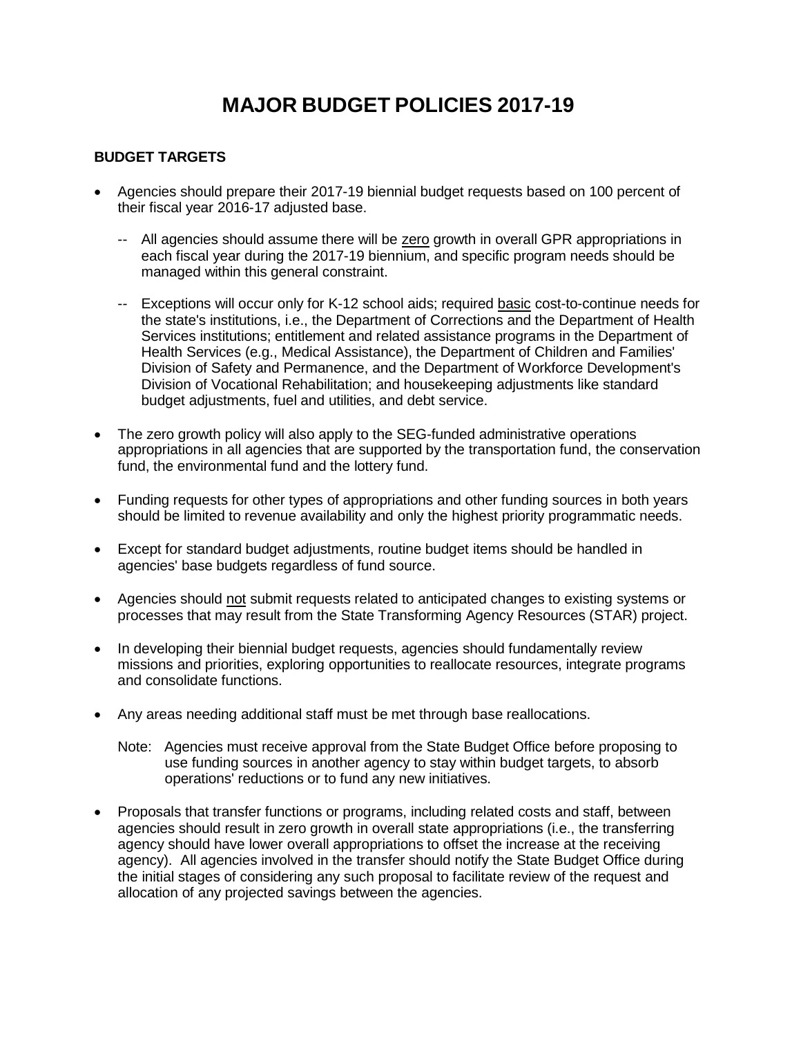# MAJOR BUDGET POLICIES 2017-19

## BUDGET TARGETS

- Agencies should prepare their 2017-19 biennial budget requests based on 100 percent of their fiscal year 2016-17 adjusted base.

  -- All agencies should assume there will be zero growth in overall GPR appropriations in each fiscal year during the 2017-19 biennium, and specific program needs should be managed within this general constraint.

  -- Exceptions will occur only for K-12 school aids; required basic cost-to-continue needs for the state's institutions, i.e., the Department of Corrections and the Department of Health Services institutions; entitlement and related assistance programs in the Department of Health Services (e.g., Medical Assistance), the Department of Children and Families' Division of Safety and Permanence, and the Department of Workforce Development's Division of Vocational Rehabilitation; and housekeeping adjustments like standard budget adjustments, fuel and utilities, and debt service.

- The zero growth policy will also apply to the SEG-funded administrative operations appropriations in all agencies that are supported by the transportation fund, the conservation fund, the environmental fund and the lottery fund.

- Funding requests for other types of appropriations and other funding sources in both years should be limited to revenue availability and only the highest priority programmatic needs.

- Except for standard budget adjustments, routine budget items should be handled in agencies' base budgets regardless of fund source.

- Agencies should not submit requests related to anticipated changes to existing systems or processes that may result from the State Transforming Agency Resources (STAR) project.

- In developing their biennial budget requests, agencies should fundamentally review missions and priorities, exploring opportunities to reallocate resources, integrate programs and consolidate functions.

- Any areas needing additional staff must be met through base reallocations.

  Note: Agencies must receive approval from the State Budget Office before proposing to use funding sources in another agency to stay within budget targets, to absorb operations' reductions or to fund any new initiatives.

- Proposals that transfer functions or programs, including related costs and staff, between agencies should result in zero growth in overall state appropriations (i.e., the transferring agency should have lower overall appropriations to offset the increase at the receiving agency). All agencies involved in the transfer should notify the State Budget Office during the initial stages of considering any such proposal to facilitate review of the request and allocation of any projected savings between the agencies.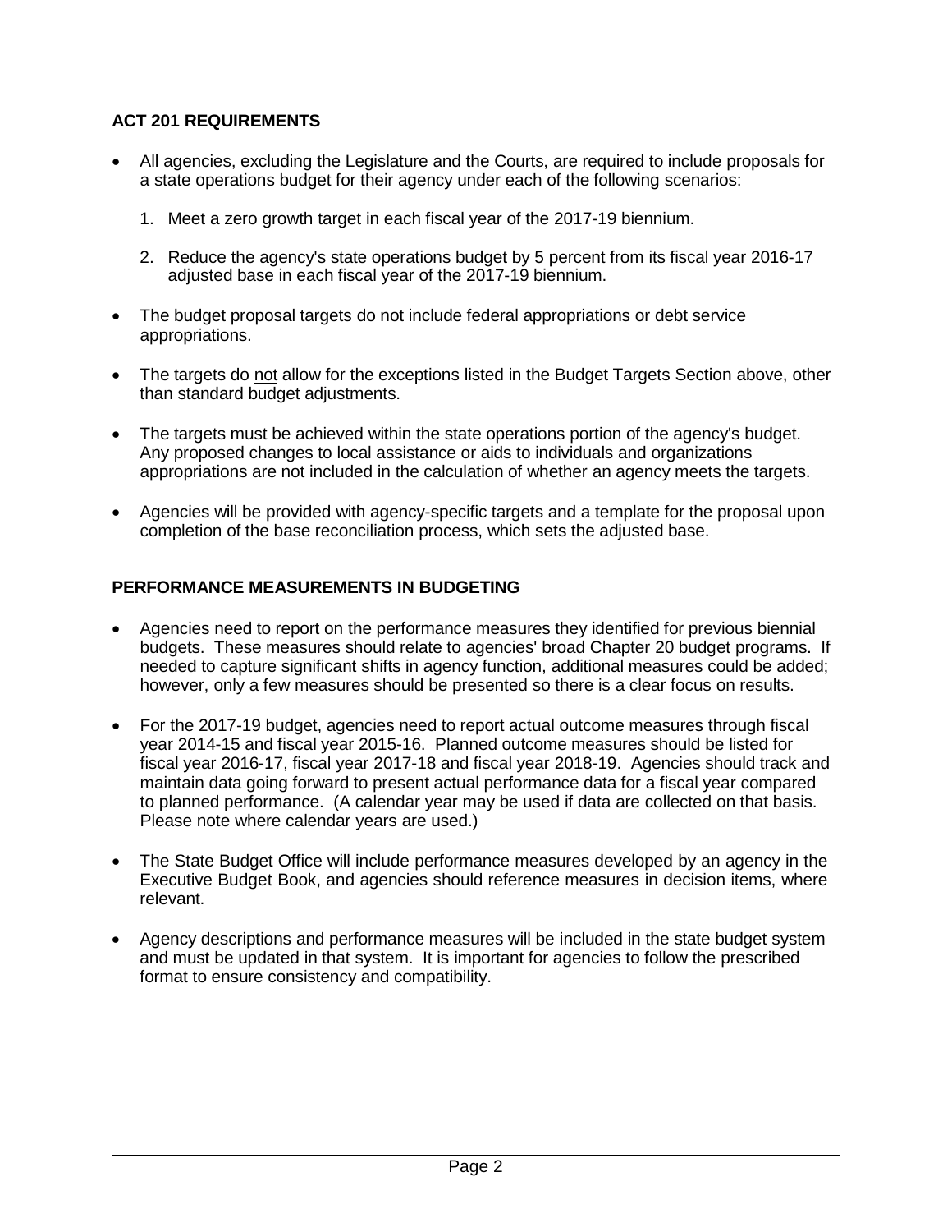## ACT 201 REQUIREMENTS

- All agencies, excluding the Legislature and the Courts, are required to include proposals for a state operations budget for their agency under each of the following scenarios:
  1. Meet a zero growth target in each fiscal year of the 2017-19 biennium.
  2. Reduce the agency's state operations budget by 5 percent from its fiscal year 2016-17 adjusted base in each fiscal year of the 2017-19 biennium.
- The budget proposal targets do not include federal appropriations or debt service appropriations.
- The targets do <u>not</u> allow for the exceptions listed in the Budget Targets Section above, other than standard budget adjustments.
- The targets must be achieved within the state operations portion of the agency's budget. Any proposed changes to local assistance or aids to individuals and organizations appropriations are not included in the calculation of whether an agency meets the targets.
- Agencies will be provided with agency-specific targets and a template for the proposal upon completion of the base reconciliation process, which sets the adjusted base.

## PERFORMANCE MEASUREMENTS IN BUDGETING

- Agencies need to report on the performance measures they identified for previous biennial budgets. These measures should relate to agencies' broad Chapter 20 budget programs. If needed to capture significant shifts in agency function, additional measures could be added; however, only a few measures should be presented so there is a clear focus on results.
- For the 2017-19 budget, agencies need to report actual outcome measures through fiscal year 2014-15 and fiscal year 2015-16. Planned outcome measures should be listed for fiscal year 2016-17, fiscal year 2017-18 and fiscal year 2018-19. Agencies should track and maintain data going forward to present actual performance data for a fiscal year compared to planned performance. (A calendar year may be used if data are collected on that basis. Please note where calendar years are used.)
- The State Budget Office will include performance measures developed by an agency in the Executive Budget Book, and agencies should reference measures in decision items, where relevant.
- Agency descriptions and performance measures will be included in the state budget system and must be updated in that system. It is important for agencies to follow the prescribed format to ensure consistency and compatibility.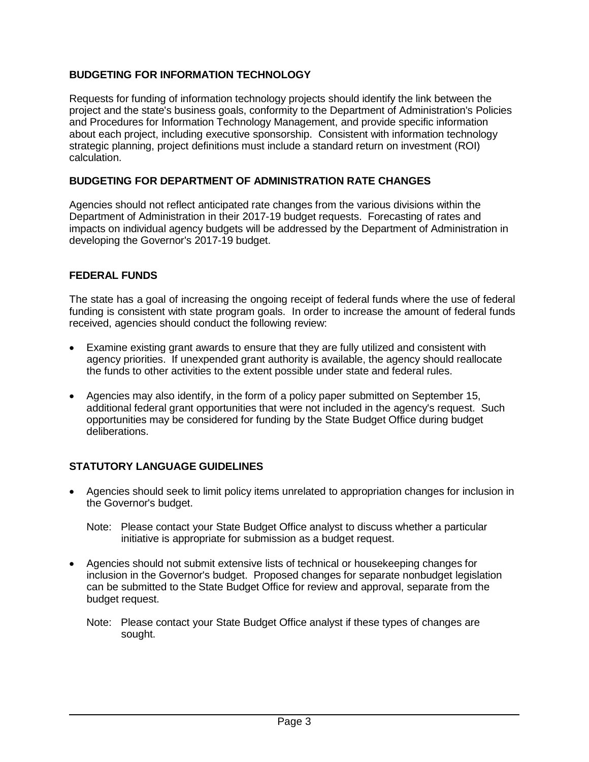## BUDGETING FOR INFORMATION TECHNOLOGY

Requests for funding of information technology projects should identify the link between the project and the state's business goals, conformity to the Department of Administration's Policies and Procedures for Information Technology Management, and provide specific information about each project, including executive sponsorship. Consistent with information technology strategic planning, project definitions must include a standard return on investment (ROI) calculation.

## BUDGETING FOR DEPARTMENT OF ADMINISTRATION RATE CHANGES

Agencies should not reflect anticipated rate changes from the various divisions within the Department of Administration in their 2017-19 budget requests. Forecasting of rates and impacts on individual agency budgets will be addressed by the Department of Administration in developing the Governor's 2017-19 budget.

## FEDERAL FUNDS

The state has a goal of increasing the ongoing receipt of federal funds where the use of federal funding is consistent with state program goals. In order to increase the amount of federal funds received, agencies should conduct the following review:

- Examine existing grant awards to ensure that they are fully utilized and consistent with agency priorities. If unexpended grant authority is available, the agency should reallocate the funds to other activities to the extent possible under state and federal rules.
- Agencies may also identify, in the form of a policy paper submitted on September 15, additional federal grant opportunities that were not included in the agency's request. Such opportunities may be considered for funding by the State Budget Office during budget deliberations.

## STATUTORY LANGUAGE GUIDELINES

- Agencies should seek to limit policy items unrelated to appropriation changes for inclusion in the Governor's budget.

  Note: Please contact your State Budget Office analyst to discuss whether a particular initiative is appropriate for submission as a budget request.

- Agencies should not submit extensive lists of technical or housekeeping changes for inclusion in the Governor's budget. Proposed changes for separate nonbudget legislation can be submitted to the State Budget Office for review and approval, separate from the budget request.

  Note: Please contact your State Budget Office analyst if these types of changes are sought.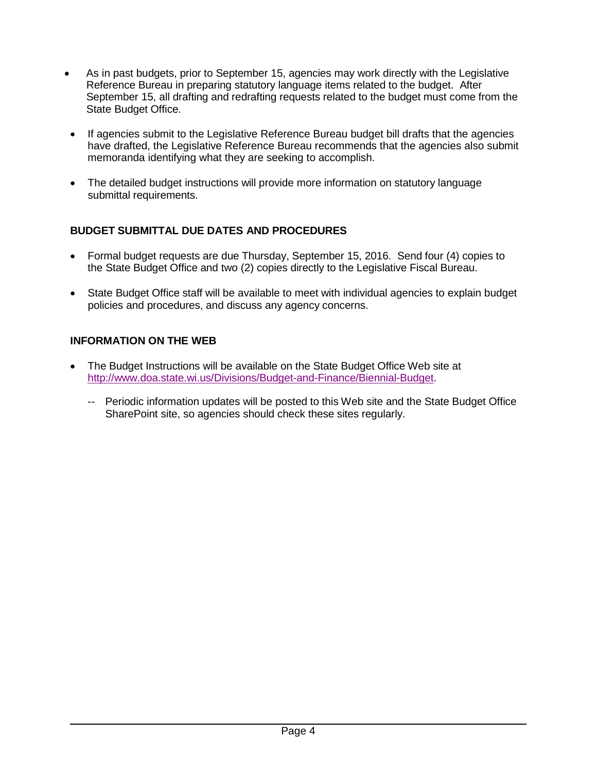- As in past budgets, prior to September 15, agencies may work directly with the Legislative Reference Bureau in preparing statutory language items related to the budget. After September 15, all drafting and redrafting requests related to the budget must come from the State Budget Office.

- If agencies submit to the Legislative Reference Bureau budget bill drafts that the agencies have drafted, the Legislative Reference Bureau recommends that the agencies also submit memoranda identifying what they are seeking to accomplish.

- The detailed budget instructions will provide more information on statutory language submittal requirements.

## BUDGET SUBMITTAL DUE DATES AND PROCEDURES

- Formal budget requests are due Thursday, September 15, 2016. Send four (4) copies to the State Budget Office and two (2) copies directly to the Legislative Fiscal Bureau.

- State Budget Office staff will be available to meet with individual agencies to explain budget policies and procedures, and discuss any agency concerns.

## INFORMATION ON THE WEB

- The Budget Instructions will be available on the State Budget Office Web site at [http://www.doa.state.wi.us/Divisions/Budget-and-Finance/Biennial-Budget](http://www.doa.state.wi.us/Divisions/Budget-and-Finance/Biennial-Budget).

  -- Periodic information updates will be posted to this Web site and the State Budget Office SharePoint site, so agencies should check these sites regularly.